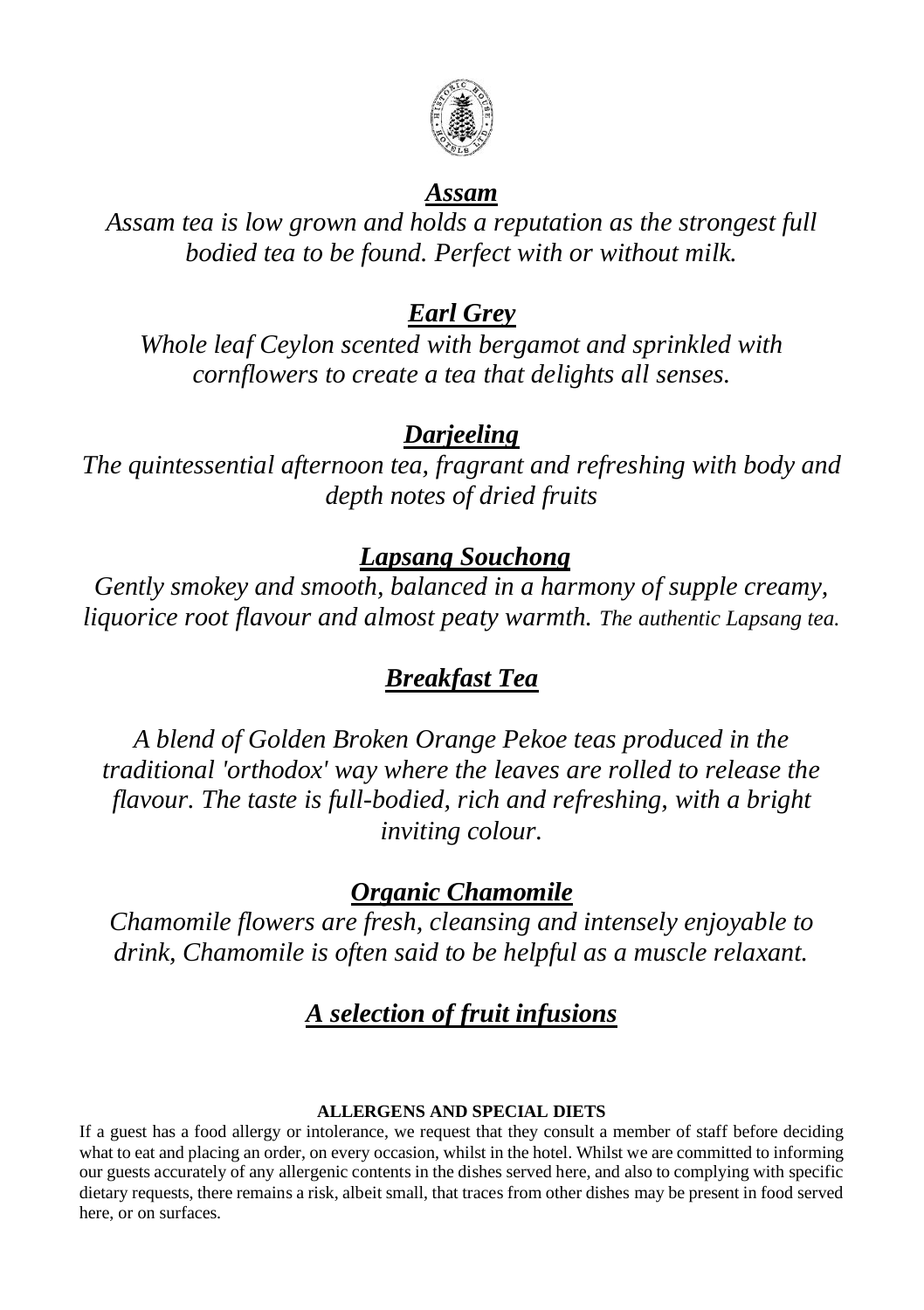## ***Assam***

*Assam tea is low grown and holds a reputation as the strongest full bodied tea to be found. Perfect with or without milk.*

## ***Earl Grey***

*Whole leaf Ceylon scented with bergamot and sprinkled with cornflowers to create a tea that delights all senses.*

## ***Darjeeling***

*The quintessential afternoon tea, fragrant and refreshing with body and depth notes of dried fruits*

## ***Lapsang Souchong***

*Gently smokey and smooth, balanced in a harmony of supple creamy, liquorice root flavour and almost peaty warmth. The authentic Lapsang tea.*

## ***Breakfast Tea***

*A blend of Golden Broken Orange Pekoe teas produced in the traditional 'orthodox' way where the leaves are rolled to release the flavour. The taste is full-bodied, rich and refreshing, with a bright inviting colour.*

## ***Organic Chamomile***

*Chamomile flowers are fresh, cleansing and intensely enjoyable to drink, Chamomile is often said to be helpful as a muscle relaxant.*

## ***A selection of fruit infusions***

**ALLERGENS AND SPECIAL DIETS**

If a guest has a food allergy or intolerance, we request that they consult a member of staff before deciding what to eat and placing an order, on every occasion, whilst in the hotel. Whilst we are committed to informing our guests accurately of any allergenic contents in the dishes served here, and also to complying with specific dietary requests, there remains a risk, albeit small, that traces from other dishes may be present in food served here, or on surfaces.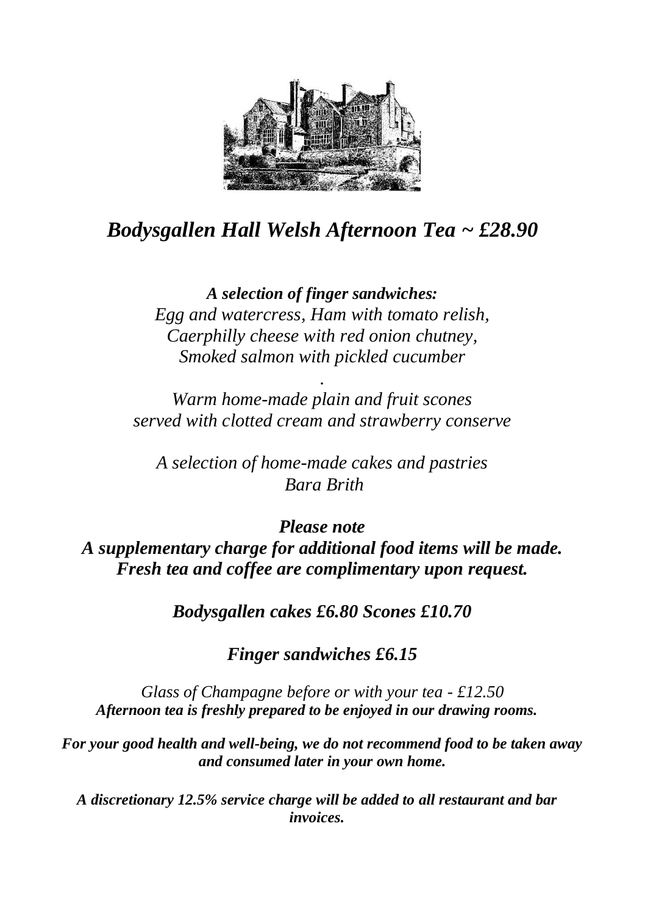# *Bodysgallen Hall Welsh Afternoon Tea ~ £28.90*

***A selection of finger sandwiches:***
*Egg and watercress, Ham with tomato relish,*
*Caerphilly cheese with red onion chutney,*
*Smoked salmon with pickled cucumber*

.

*Warm home-made plain and fruit scones*
*served with clotted cream and strawberry conserve*

*A selection of home-made cakes and pastries*
*Bara Brith*

***Please note***
***A supplementary charge for additional food items will be made.***
***Fresh tea and coffee are complimentary upon request.***

***Bodysgallen cakes £6.80 Scones £10.70***

***Finger sandwiches £6.15***

*Glass of Champagne before or with your tea - £12.50*
***Afternoon tea is freshly prepared to be enjoyed in our drawing rooms.***

***For your good health and well-being, we do not recommend food to be taken away and consumed later in your own home.***

***A discretionary 12.5% service charge will be added to all restaurant and bar invoices.***